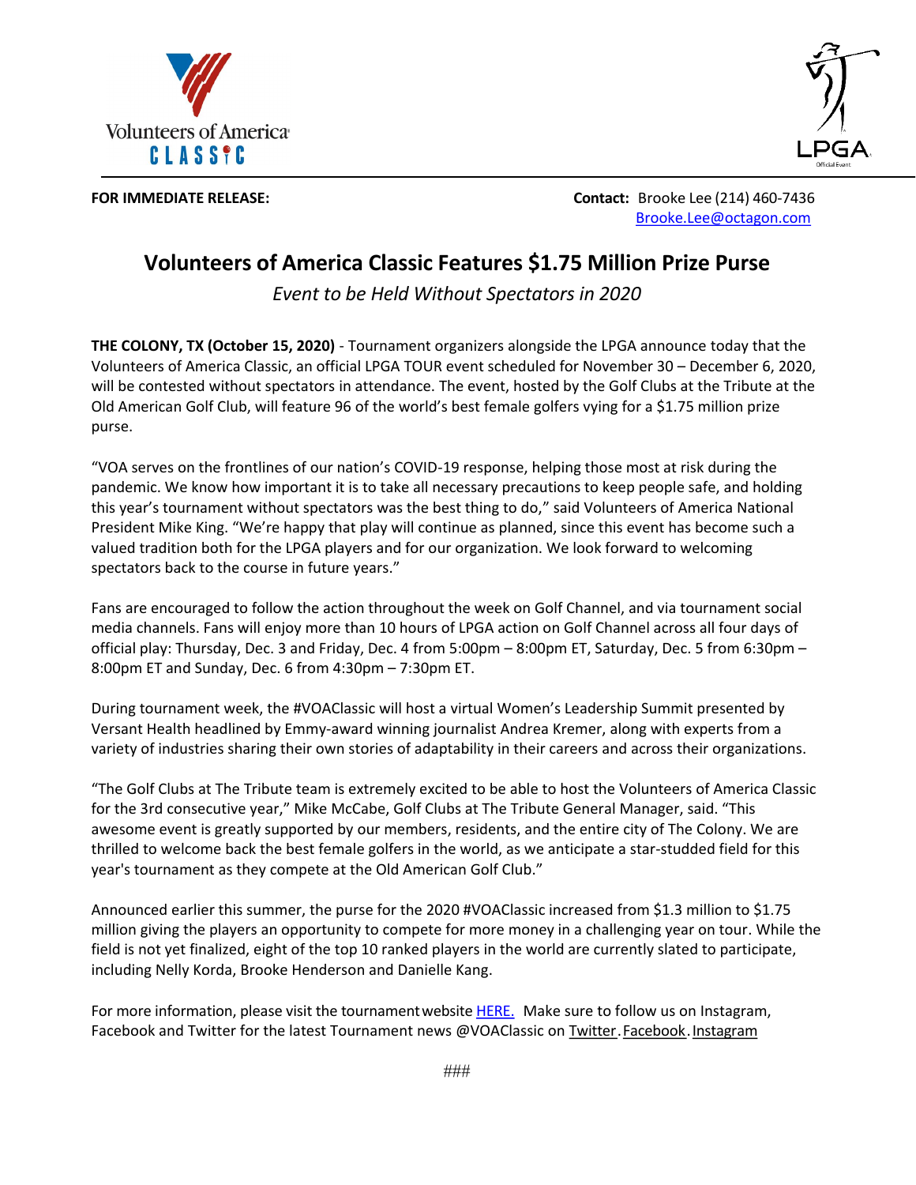Volunteers of America
CLASSIC

LPGA
Official Event

**FOR IMMEDIATE RELEASE:**

**Contact:** Brooke Lee (214) 460-7436
Brooke.Lee@octagon.com

# Volunteers of America Classic Features $1.75 Million Prize Purse

*Event to be Held Without Spectators in 2020*

**THE COLONY, TX (October 15, 2020)** - Tournament organizers alongside the LPGA announce today that the Volunteers of America Classic, an official LPGA TOUR event scheduled for November 30 – December 6, 2020, will be contested without spectators in attendance. The event, hosted by the Golf Clubs at the Tribute at the Old American Golf Club, will feature 96 of the world's best female golfers vying for a $1.75 million prize purse.

"VOA serves on the frontlines of our nation's COVID-19 response, helping those most at risk during the pandemic. We know how important it is to take all necessary precautions to keep people safe, and holding this year's tournament without spectators was the best thing to do," said Volunteers of America National President Mike King. "We're happy that play will continue as planned, since this event has become such a valued tradition both for the LPGA players and for our organization. We look forward to welcoming spectators back to the course in future years."

Fans are encouraged to follow the action throughout the week on Golf Channel, and via tournament social media channels. Fans will enjoy more than 10 hours of LPGA action on Golf Channel across all four days of official play: Thursday, Dec. 3 and Friday, Dec. 4 from 5:00pm – 8:00pm ET, Saturday, Dec. 5 from 6:30pm – 8:00pm ET and Sunday, Dec. 6 from 4:30pm – 7:30pm ET.

During tournament week, the #VOAClassic will host a virtual Women's Leadership Summit presented by Versant Health headlined by Emmy-award winning journalist Andrea Kremer, along with experts from a variety of industries sharing their own stories of adaptability in their careers and across their organizations.

"The Golf Clubs at The Tribute team is extremely excited to be able to host the Volunteers of America Classic for the 3rd consecutive year," Mike McCabe, Golf Clubs at The Tribute General Manager, said. "This awesome event is greatly supported by our members, residents, and the entire city of The Colony. We are thrilled to welcome back the best female golfers in the world, as we anticipate a star-studded field for this year's tournament as they compete at the Old American Golf Club."

Announced earlier this summer, the purse for the 2020 #VOAClassic increased from $1.3 million to $1.75 million giving the players an opportunity to compete for more money in a challenging year on tour. While the field is not yet finalized, eight of the top 10 ranked players in the world are currently slated to participate, including Nelly Korda, Brooke Henderson and Danielle Kang.

For more information, please visit the tournament website HERE. Make sure to follow us on Instagram, Facebook and Twitter for the latest Tournament news @VOAClassic on Twitter. Facebook. Instagram

###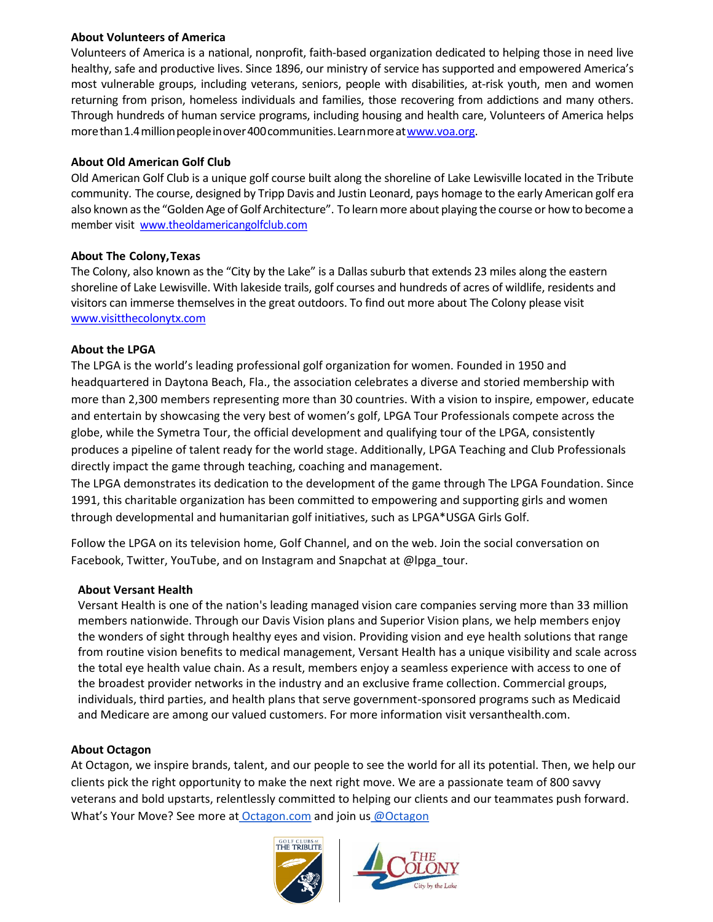**About Volunteers of America**

Volunteers of America is a national, nonprofit, faith-based organization dedicated to helping those in need live healthy, safe and productive lives. Since 1896, our ministry of service has supported and empowered America's most vulnerable groups, including veterans, seniors, people with disabilities, at-risk youth, men and women returning from prison, homeless individuals and families, those recovering from addictions and many others. Through hundreds of human service programs, including housing and health care, Volunteers of America helps more than 1.4 million people in over 400 communities. Learn more at [www.voa.org](http://www.voa.org).

**About Old American Golf Club**

Old American Golf Club is a unique golf course built along the shoreline of Lake Lewisville located in the Tribute community. The course, designed by Tripp Davis and Justin Leonard, pays homage to the early American golf era also known as the "Golden Age of Golf Architecture". To learn more about playing the course or how to become a member visit [www.theoldamericangolfclub.com](http://www.theoldamericangolfclub.com)

**About The Colony, Texas**

The Colony, also known as the "City by the Lake" is a Dallas suburb that extends 23 miles along the eastern shoreline of Lake Lewisville. With lakeside trails, golf courses and hundreds of acres of wildlife, residents and visitors can immerse themselves in the great outdoors. To find out more about The Colony please visit [www.visitthecolonytx.com](http://www.visitthecolonytx.com)

**About the LPGA**

The LPGA is the world's leading professional golf organization for women. Founded in 1950 and headquartered in Daytona Beach, Fla., the association celebrates a diverse and storied membership with more than 2,300 members representing more than 30 countries. With a vision to inspire, empower, educate and entertain by showcasing the very best of women's golf, LPGA Tour Professionals compete across the globe, while the Symetra Tour, the official development and qualifying tour of the LPGA, consistently produces a pipeline of talent ready for the world stage. Additionally, LPGA Teaching and Club Professionals directly impact the game through teaching, coaching and management.

The LPGA demonstrates its dedication to the development of the game through The LPGA Foundation. Since 1991, this charitable organization has been committed to empowering and supporting girls and women through developmental and humanitarian golf initiatives, such as LPGA*USGA Girls Golf.

Follow the LPGA on its television home, Golf Channel, and on the web. Join the social conversation on Facebook, Twitter, YouTube, and on Instagram and Snapchat at @lpga_tour.

**About Versant Health**

Versant Health is one of the nation's leading managed vision care companies serving more than 33 million members nationwide. Through our Davis Vision plans and Superior Vision plans, we help members enjoy the wonders of sight through healthy eyes and vision. Providing vision and eye health solutions that range from routine vision benefits to medical management, Versant Health has a unique visibility and scale across the total eye health value chain. As a result, members enjoy a seamless experience with access to one of the broadest provider networks in the industry and an exclusive frame collection. Commercial groups, individuals, third parties, and health plans that serve government-sponsored programs such as Medicaid and Medicare are among our valued customers. For more information visit versanthealth.com.

**About Octagon**

At Octagon, we inspire brands, talent, and our people to see the world for all its potential. Then, we help our clients pick the right opportunity to make the next right move. We are a passionate team of 800 savvy veterans and bold upstarts, relentlessly committed to helping our clients and our teammates push forward. What's Your Move? See more at [Octagon.com](http://Octagon.com) and join us [@Octagon](https://twitter.com/Octagon)